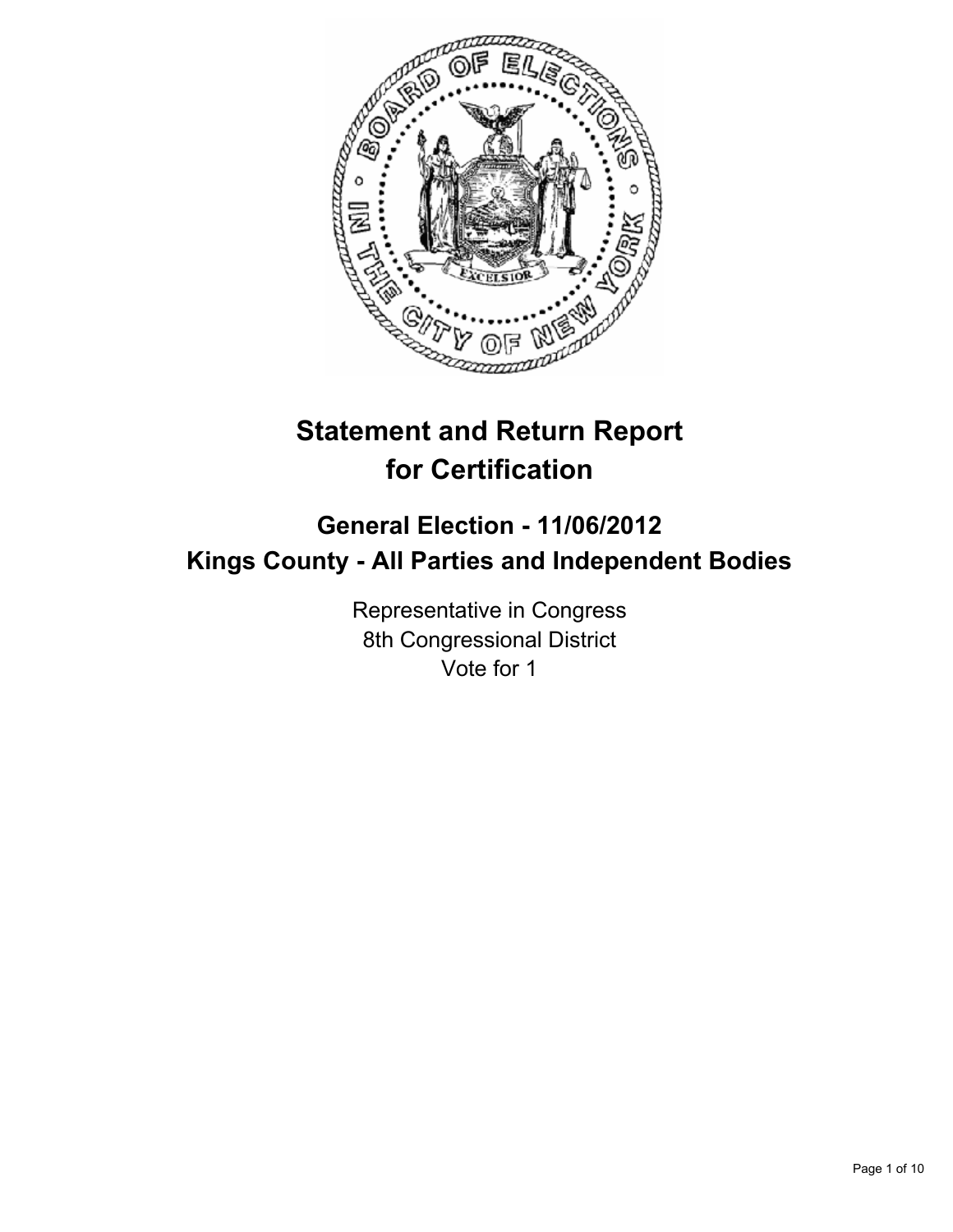# Statement and Return Report for Certification

## General Election - 11/06/2012
## Kings County - All Parties and Independent Bodies

Representative in Congress
8th Congressional District
Vote for 1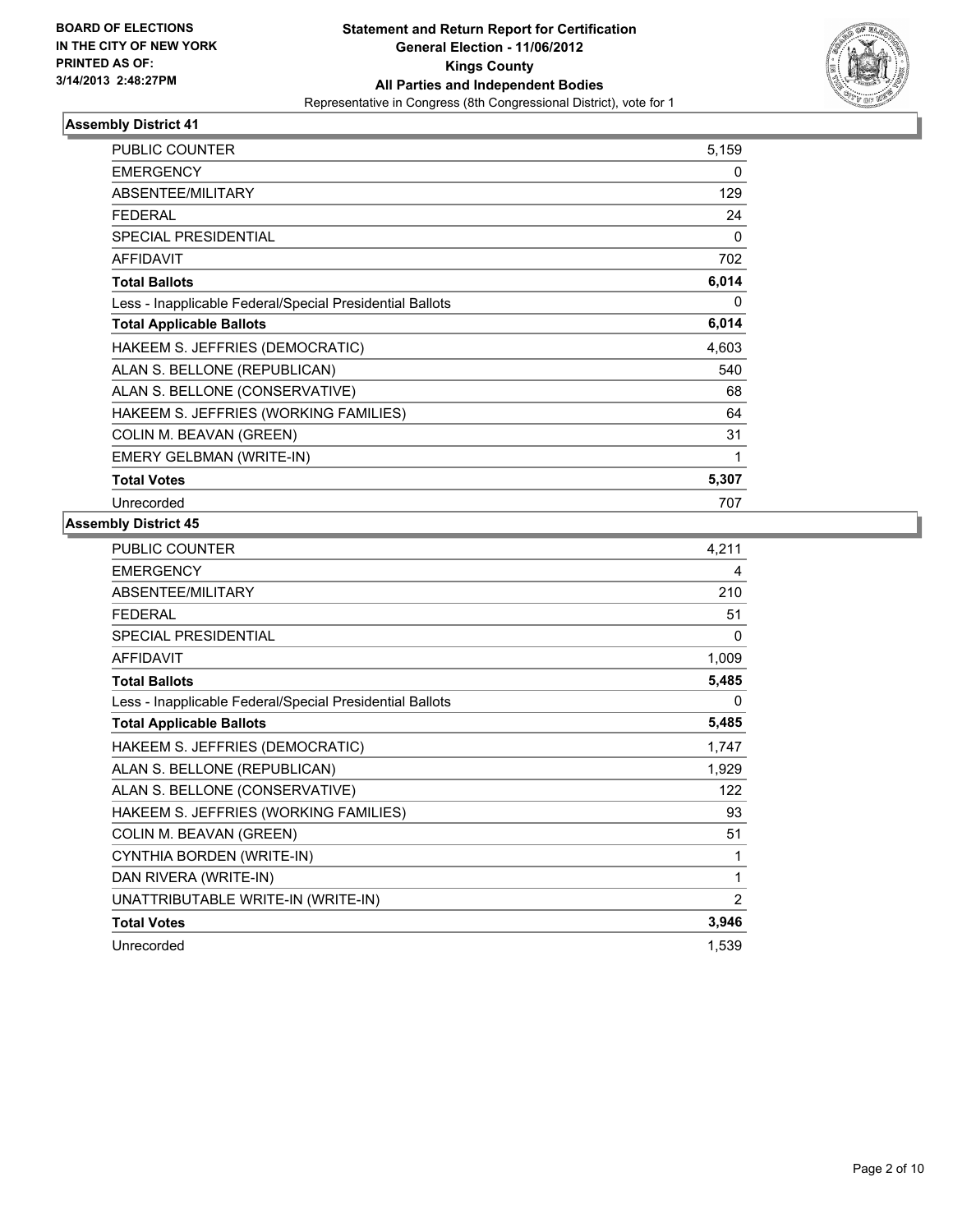**BOARD OF ELECTIONS IN THE CITY OF NEW YORK PRINTED AS OF: 3/14/2013 2:48:27PM**

**Statement and Return Report for Certification General Election - 11/06/2012 Kings County All Parties and Independent Bodies**

Representative in Congress (8th Congressional District), vote for 1

### Assembly District 41

| | |
|---|---|
| PUBLIC COUNTER | 5,159 |
| EMERGENCY | 0 |
| ABSENTEE/MILITARY | 129 |
| FEDERAL | 24 |
| SPECIAL PRESIDENTIAL | 0 |
| AFFIDAVIT | 702 |
| **Total Ballots** | **6,014** |
| Less - Inapplicable Federal/Special Presidential Ballots | 0 |
| **Total Applicable Ballots** | **6,014** |
| HAKEEM S. JEFFRIES (DEMOCRATIC) | 4,603 |
| ALAN S. BELLONE (REPUBLICAN) | 540 |
| ALAN S. BELLONE (CONSERVATIVE) | 68 |
| HAKEEM S. JEFFRIES (WORKING FAMILIES) | 64 |
| COLIN M. BEAVAN (GREEN) | 31 |
| EMERY GELBMAN (WRITE-IN) | 1 |
| **Total Votes** | **5,307** |
| Unrecorded | 707 |

### Assembly District 45

| | |
|---|---|
| PUBLIC COUNTER | 4,211 |
| EMERGENCY | 4 |
| ABSENTEE/MILITARY | 210 |
| FEDERAL | 51 |
| SPECIAL PRESIDENTIAL | 0 |
| AFFIDAVIT | 1,009 |
| **Total Ballots** | **5,485** |
| Less - Inapplicable Federal/Special Presidential Ballots | 0 |
| **Total Applicable Ballots** | **5,485** |
| HAKEEM S. JEFFRIES (DEMOCRATIC) | 1,747 |
| ALAN S. BELLONE (REPUBLICAN) | 1,929 |
| ALAN S. BELLONE (CONSERVATIVE) | 122 |
| HAKEEM S. JEFFRIES (WORKING FAMILIES) | 93 |
| COLIN M. BEAVAN (GREEN) | 51 |
| CYNTHIA BORDEN (WRITE-IN) | 1 |
| DAN RIVERA (WRITE-IN) | 1 |
| UNATTRIBUTABLE WRITE-IN (WRITE-IN) | 2 |
| **Total Votes** | **3,946** |
| Unrecorded | 1,539 |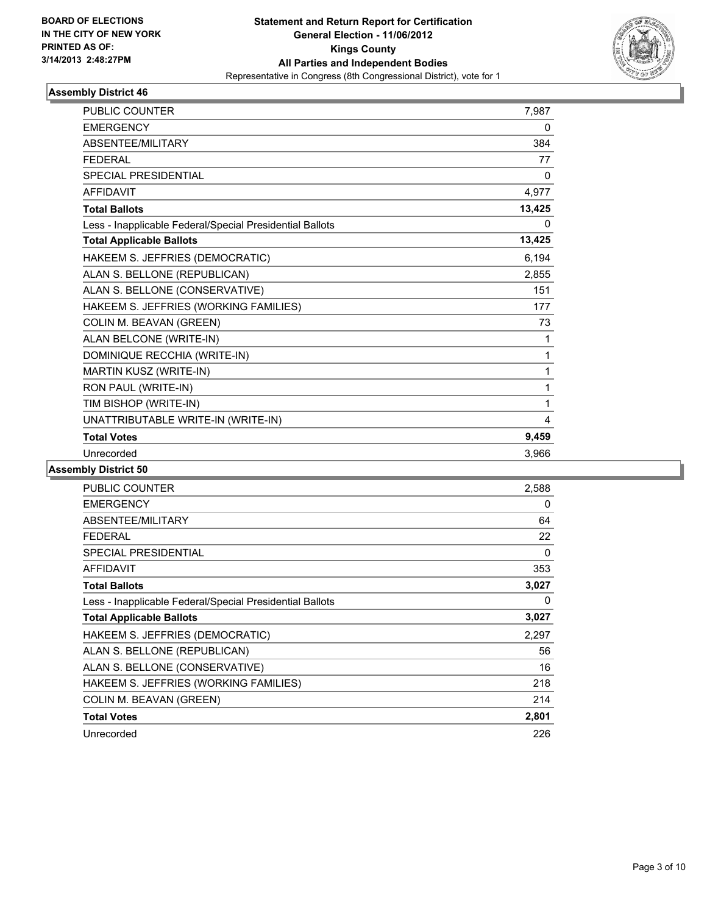**BOARD OF ELECTIONS IN THE CITY OF NEW YORK PRINTED AS OF: 3/14/2013 2:48:27PM**

**Statement and Return Report for Certification General Election - 11/06/2012 Kings County All Parties and Independent Bodies**
Representative in Congress (8th Congressional District), vote for 1

### Assembly District 46

| | |
|---|---|
| PUBLIC COUNTER | 7,987 |
| EMERGENCY | 0 |
| ABSENTEE/MILITARY | 384 |
| FEDERAL | 77 |
| SPECIAL PRESIDENTIAL | 0 |
| AFFIDAVIT | 4,977 |
| **Total Ballots** | **13,425** |
| Less - Inapplicable Federal/Special Presidential Ballots | 0 |
| **Total Applicable Ballots** | **13,425** |
| HAKEEM S. JEFFRIES (DEMOCRATIC) | 6,194 |
| ALAN S. BELLONE (REPUBLICAN) | 2,855 |
| ALAN S. BELLONE (CONSERVATIVE) | 151 |
| HAKEEM S. JEFFRIES (WORKING FAMILIES) | 177 |
| COLIN M. BEAVAN (GREEN) | 73 |
| ALAN BELCONE (WRITE-IN) | 1 |
| DOMINIQUE RECCHIA (WRITE-IN) | 1 |
| MARTIN KUSZ (WRITE-IN) | 1 |
| RON PAUL (WRITE-IN) | 1 |
| TIM BISHOP (WRITE-IN) | 1 |
| UNATTRIBUTABLE WRITE-IN (WRITE-IN) | 4 |
| **Total Votes** | **9,459** |
| Unrecorded | 3,966 |

### Assembly District 50

| | |
|---|---|
| PUBLIC COUNTER | 2,588 |
| EMERGENCY | 0 |
| ABSENTEE/MILITARY | 64 |
| FEDERAL | 22 |
| SPECIAL PRESIDENTIAL | 0 |
| AFFIDAVIT | 353 |
| **Total Ballots** | **3,027** |
| Less - Inapplicable Federal/Special Presidential Ballots | 0 |
| **Total Applicable Ballots** | **3,027** |
| HAKEEM S. JEFFRIES (DEMOCRATIC) | 2,297 |
| ALAN S. BELLONE (REPUBLICAN) | 56 |
| ALAN S. BELLONE (CONSERVATIVE) | 16 |
| HAKEEM S. JEFFRIES (WORKING FAMILIES) | 218 |
| COLIN M. BEAVAN (GREEN) | 214 |
| **Total Votes** | **2,801** |
| Unrecorded | 226 |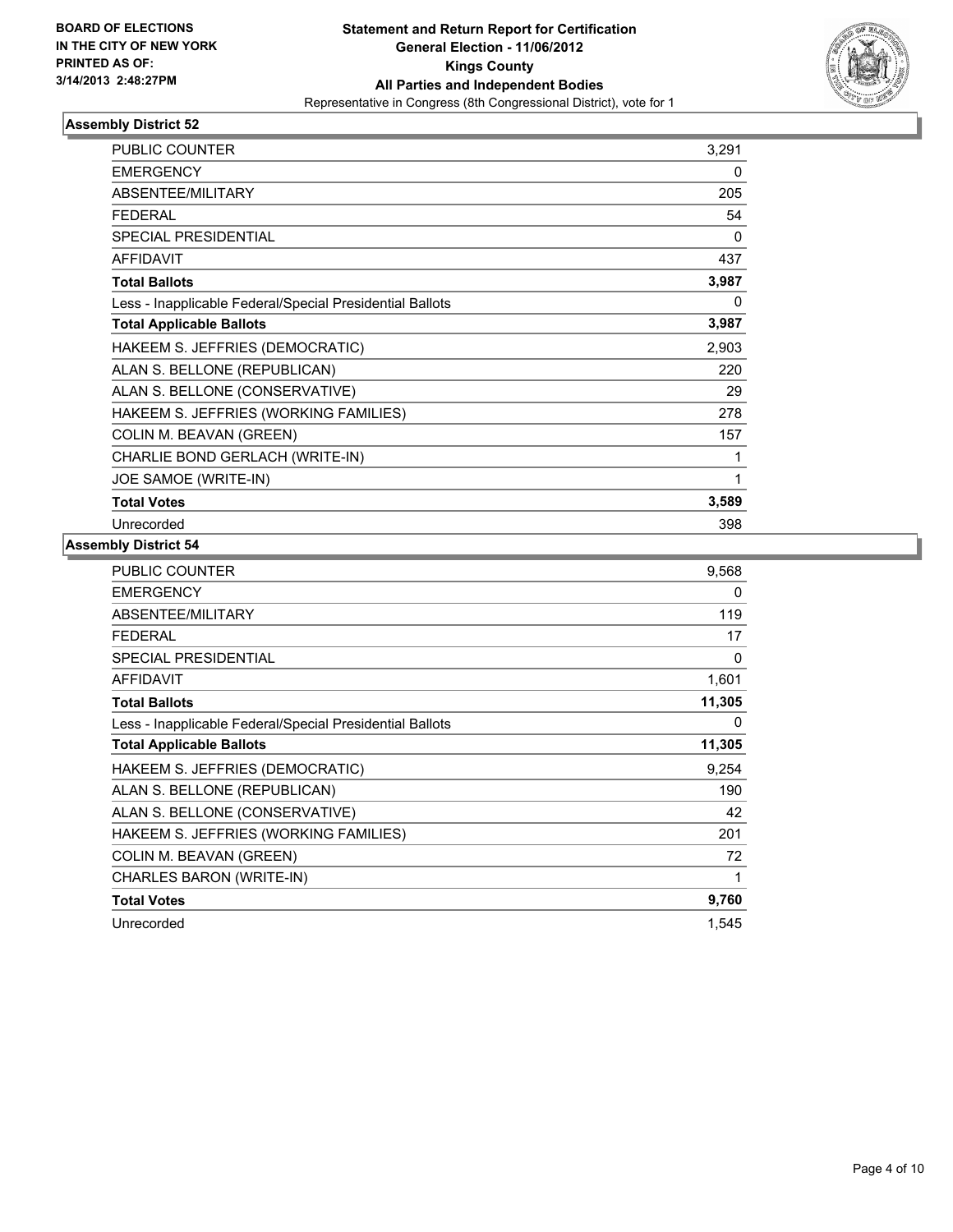**BOARD OF ELECTIONS IN THE CITY OF NEW YORK PRINTED AS OF: 3/14/2013 2:48:27PM**

**Statement and Return Report for Certification General Election - 11/06/2012 Kings County All Parties and Independent Bodies**

Representative in Congress (8th Congressional District), vote for 1

### Assembly District 52

| | |
|---|---|
| PUBLIC COUNTER | 3,291 |
| EMERGENCY | 0 |
| ABSENTEE/MILITARY | 205 |
| FEDERAL | 54 |
| SPECIAL PRESIDENTIAL | 0 |
| AFFIDAVIT | 437 |
| **Total Ballots** | **3,987** |
| Less - Inapplicable Federal/Special Presidential Ballots | 0 |
| **Total Applicable Ballots** | **3,987** |
| HAKEEM S. JEFFRIES (DEMOCRATIC) | 2,903 |
| ALAN S. BELLONE (REPUBLICAN) | 220 |
| ALAN S. BELLONE (CONSERVATIVE) | 29 |
| HAKEEM S. JEFFRIES (WORKING FAMILIES) | 278 |
| COLIN M. BEAVAN (GREEN) | 157 |
| CHARLIE BOND GERLACH (WRITE-IN) | 1 |
| JOE SAMOE (WRITE-IN) | 1 |
| **Total Votes** | **3,589** |
| Unrecorded | 398 |

### Assembly District 54

| | |
|---|---|
| PUBLIC COUNTER | 9,568 |
| EMERGENCY | 0 |
| ABSENTEE/MILITARY | 119 |
| FEDERAL | 17 |
| SPECIAL PRESIDENTIAL | 0 |
| AFFIDAVIT | 1,601 |
| **Total Ballots** | **11,305** |
| Less - Inapplicable Federal/Special Presidential Ballots | 0 |
| **Total Applicable Ballots** | **11,305** |
| HAKEEM S. JEFFRIES (DEMOCRATIC) | 9,254 |
| ALAN S. BELLONE (REPUBLICAN) | 190 |
| ALAN S. BELLONE (CONSERVATIVE) | 42 |
| HAKEEM S. JEFFRIES (WORKING FAMILIES) | 201 |
| COLIN M. BEAVAN (GREEN) | 72 |
| CHARLES BARON (WRITE-IN) | 1 |
| **Total Votes** | **9,760** |
| Unrecorded | 1,545 |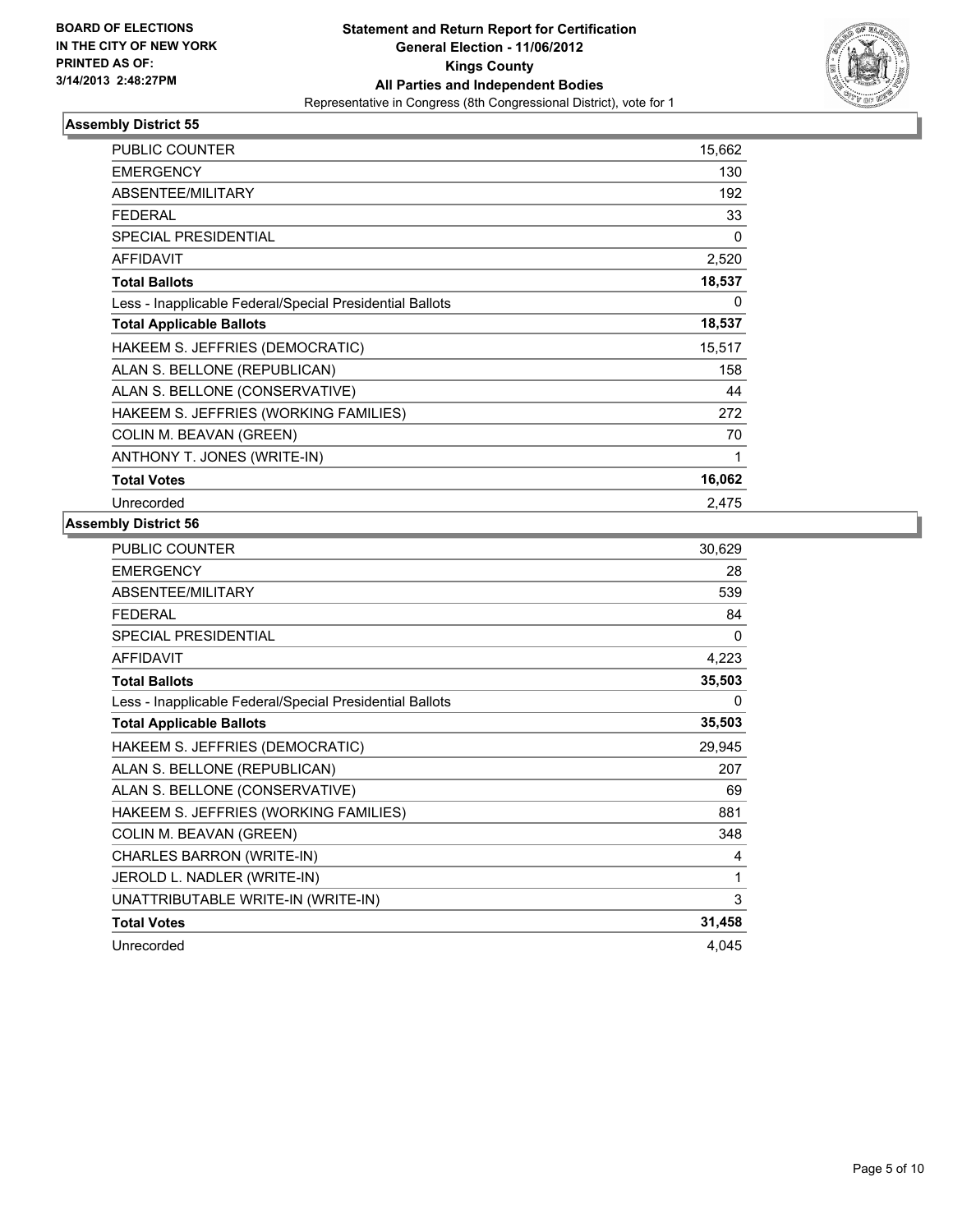BOARD OF ELECTIONS
IN THE CITY OF NEW YORK
PRINTED AS OF:
3/14/2013 2:48:27PM

**Statement and Return Report for Certification**
**General Election - 11/06/2012**
**Kings County**
**All Parties and Independent Bodies**
Representative in Congress (8th Congressional District), vote for 1

### Assembly District 55

| | |
|---|---|
| PUBLIC COUNTER | 15,662 |
| EMERGENCY | 130 |
| ABSENTEE/MILITARY | 192 |
| FEDERAL | 33 |
| SPECIAL PRESIDENTIAL | 0 |
| AFFIDAVIT | 2,520 |
| **Total Ballots** | **18,537** |
| Less - Inapplicable Federal/Special Presidential Ballots | 0 |
| **Total Applicable Ballots** | **18,537** |
| HAKEEM S. JEFFRIES (DEMOCRATIC) | 15,517 |
| ALAN S. BELLONE (REPUBLICAN) | 158 |
| ALAN S. BELLONE (CONSERVATIVE) | 44 |
| HAKEEM S. JEFFRIES (WORKING FAMILIES) | 272 |
| COLIN M. BEAVAN (GREEN) | 70 |
| ANTHONY T. JONES (WRITE-IN) | 1 |
| **Total Votes** | **16,062** |
| Unrecorded | 2,475 |

### Assembly District 56

| | |
|---|---|
| PUBLIC COUNTER | 30,629 |
| EMERGENCY | 28 |
| ABSENTEE/MILITARY | 539 |
| FEDERAL | 84 |
| SPECIAL PRESIDENTIAL | 0 |
| AFFIDAVIT | 4,223 |
| **Total Ballots** | **35,503** |
| Less - Inapplicable Federal/Special Presidential Ballots | 0 |
| **Total Applicable Ballots** | **35,503** |
| HAKEEM S. JEFFRIES (DEMOCRATIC) | 29,945 |
| ALAN S. BELLONE (REPUBLICAN) | 207 |
| ALAN S. BELLONE (CONSERVATIVE) | 69 |
| HAKEEM S. JEFFRIES (WORKING FAMILIES) | 881 |
| COLIN M. BEAVAN (GREEN) | 348 |
| CHARLES BARRON (WRITE-IN) | 4 |
| JEROLD L. NADLER (WRITE-IN) | 1 |
| UNATTRIBUTABLE WRITE-IN (WRITE-IN) | 3 |
| **Total Votes** | **31,458** |
| Unrecorded | 4,045 |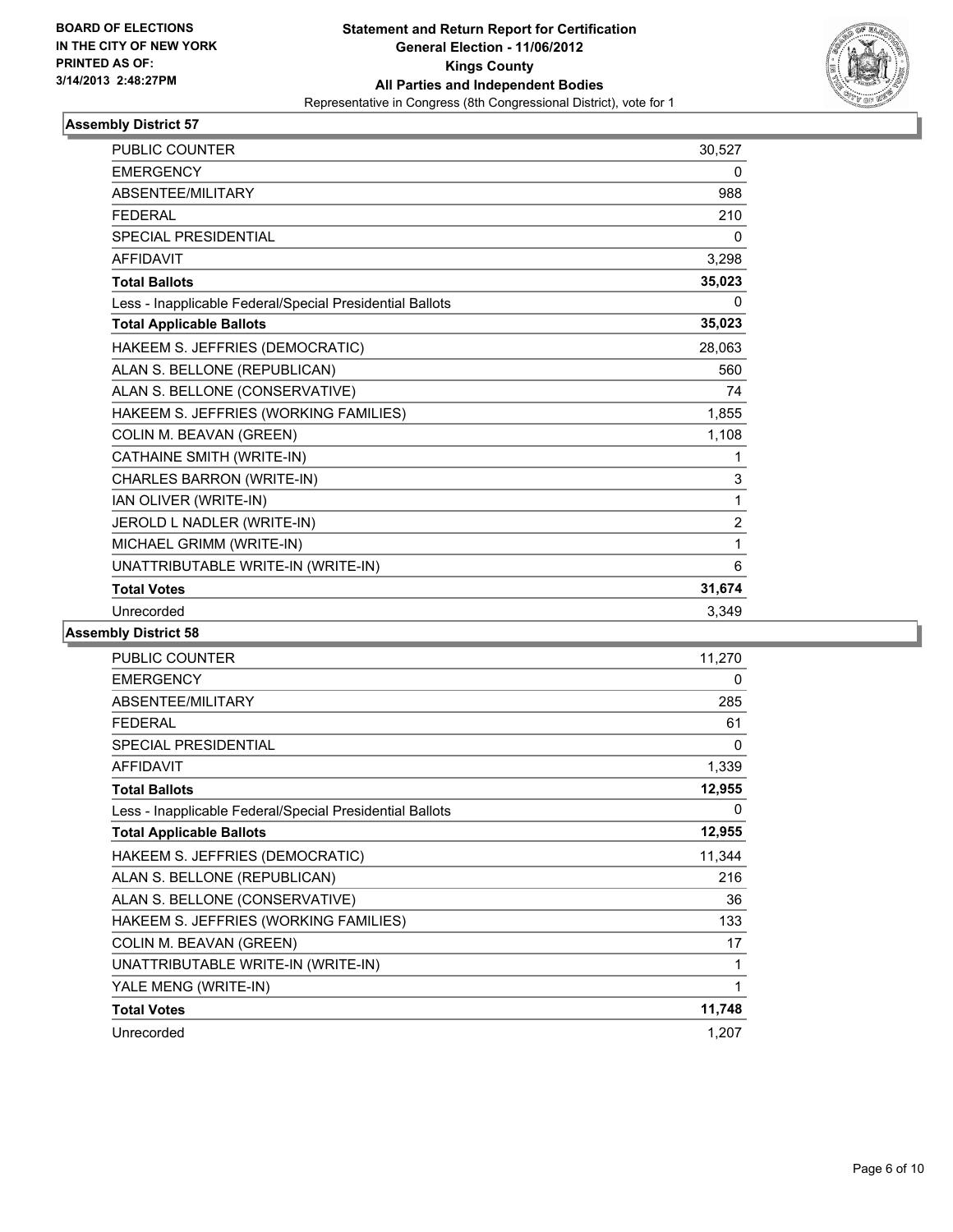**BOARD OF ELECTIONS IN THE CITY OF NEW YORK PRINTED AS OF: 3/14/2013 2:48:27PM**

**Statement and Return Report for Certification**
**General Election - 11/06/2012**
**Kings County**
**All Parties and Independent Bodies**
Representative in Congress (8th Congressional District), vote for 1

## Assembly District 57

| | |
|---|---|
| PUBLIC COUNTER | 30,527 |
| EMERGENCY | 0 |
| ABSENTEE/MILITARY | 988 |
| FEDERAL | 210 |
| SPECIAL PRESIDENTIAL | 0 |
| AFFIDAVIT | 3,298 |
| **Total Ballots** | **35,023** |
| Less - Inapplicable Federal/Special Presidential Ballots | 0 |
| **Total Applicable Ballots** | **35,023** |
| HAKEEM S. JEFFRIES (DEMOCRATIC) | 28,063 |
| ALAN S. BELLONE (REPUBLICAN) | 560 |
| ALAN S. BELLONE (CONSERVATIVE) | 74 |
| HAKEEM S. JEFFRIES (WORKING FAMILIES) | 1,855 |
| COLIN M. BEAVAN (GREEN) | 1,108 |
| CATHAINE SMITH (WRITE-IN) | 1 |
| CHARLES BARRON (WRITE-IN) | 3 |
| IAN OLIVER (WRITE-IN) | 1 |
| JEROLD L NADLER (WRITE-IN) | 2 |
| MICHAEL GRIMM (WRITE-IN) | 1 |
| UNATTRIBUTABLE WRITE-IN (WRITE-IN) | 6 |
| **Total Votes** | **31,674** |
| Unrecorded | 3,349 |

## Assembly District 58

| | |
|---|---|
| PUBLIC COUNTER | 11,270 |
| EMERGENCY | 0 |
| ABSENTEE/MILITARY | 285 |
| FEDERAL | 61 |
| SPECIAL PRESIDENTIAL | 0 |
| AFFIDAVIT | 1,339 |
| **Total Ballots** | **12,955** |
| Less - Inapplicable Federal/Special Presidential Ballots | 0 |
| **Total Applicable Ballots** | **12,955** |
| HAKEEM S. JEFFRIES (DEMOCRATIC) | 11,344 |
| ALAN S. BELLONE (REPUBLICAN) | 216 |
| ALAN S. BELLONE (CONSERVATIVE) | 36 |
| HAKEEM S. JEFFRIES (WORKING FAMILIES) | 133 |
| COLIN M. BEAVAN (GREEN) | 17 |
| UNATTRIBUTABLE WRITE-IN (WRITE-IN) | 1 |
| YALE MENG (WRITE-IN) | 1 |
| **Total Votes** | **11,748** |
| Unrecorded | 1,207 |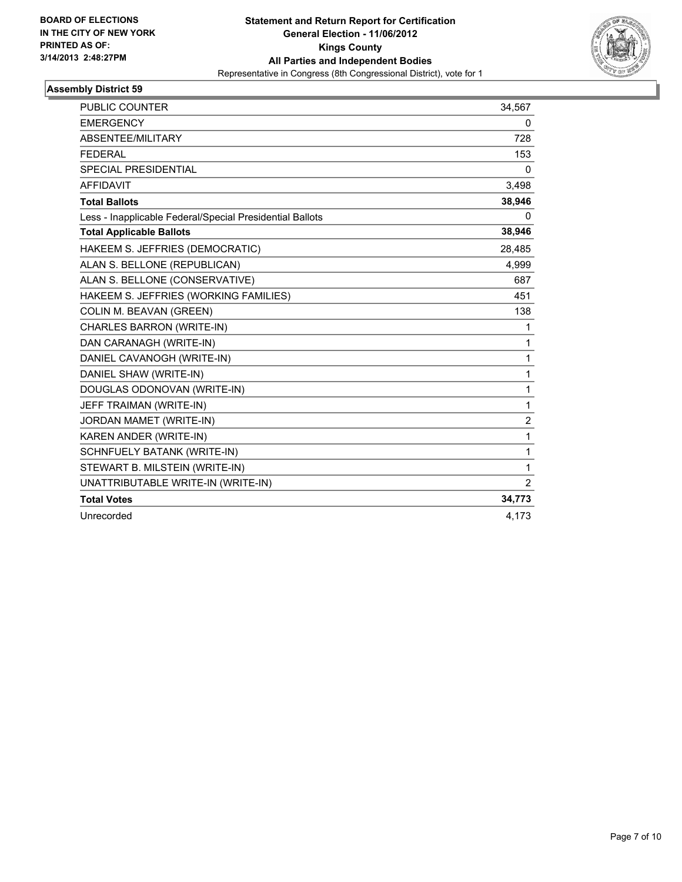**BOARD OF ELECTIONS IN THE CITY OF NEW YORK**
**PRINTED AS OF: 3/14/2013 2:48:27PM**

**Statement and Return Report for Certification**
**General Election - 11/06/2012**
**Kings County**
**All Parties and Independent Bodies**
Representative in Congress (8th Congressional District), vote for 1

### Assembly District 59

| | |
|---|---|
| PUBLIC COUNTER | 34,567 |
| EMERGENCY | 0 |
| ABSENTEE/MILITARY | 728 |
| FEDERAL | 153 |
| SPECIAL PRESIDENTIAL | 0 |
| AFFIDAVIT | 3,498 |
| **Total Ballots** | **38,946** |
| Less - Inapplicable Federal/Special Presidential Ballots | 0 |
| **Total Applicable Ballots** | **38,946** |
| HAKEEM S. JEFFRIES (DEMOCRATIC) | 28,485 |
| ALAN S. BELLONE (REPUBLICAN) | 4,999 |
| ALAN S. BELLONE (CONSERVATIVE) | 687 |
| HAKEEM S. JEFFRIES (WORKING FAMILIES) | 451 |
| COLIN M. BEAVAN (GREEN) | 138 |
| CHARLES BARRON (WRITE-IN) | 1 |
| DAN CARANAGH (WRITE-IN) | 1 |
| DANIEL CAVANOGH (WRITE-IN) | 1 |
| DANIEL SHAW (WRITE-IN) | 1 |
| DOUGLAS ODONOVAN (WRITE-IN) | 1 |
| JEFF TRAIMAN (WRITE-IN) | 1 |
| JORDAN MAMET (WRITE-IN) | 2 |
| KAREN ANDER (WRITE-IN) | 1 |
| SCHNFUELY BATANK (WRITE-IN) | 1 |
| STEWART B. MILSTEIN (WRITE-IN) | 1 |
| UNATTRIBUTABLE WRITE-IN (WRITE-IN) | 2 |
| **Total Votes** | **34,773** |
| Unrecorded | 4,173 |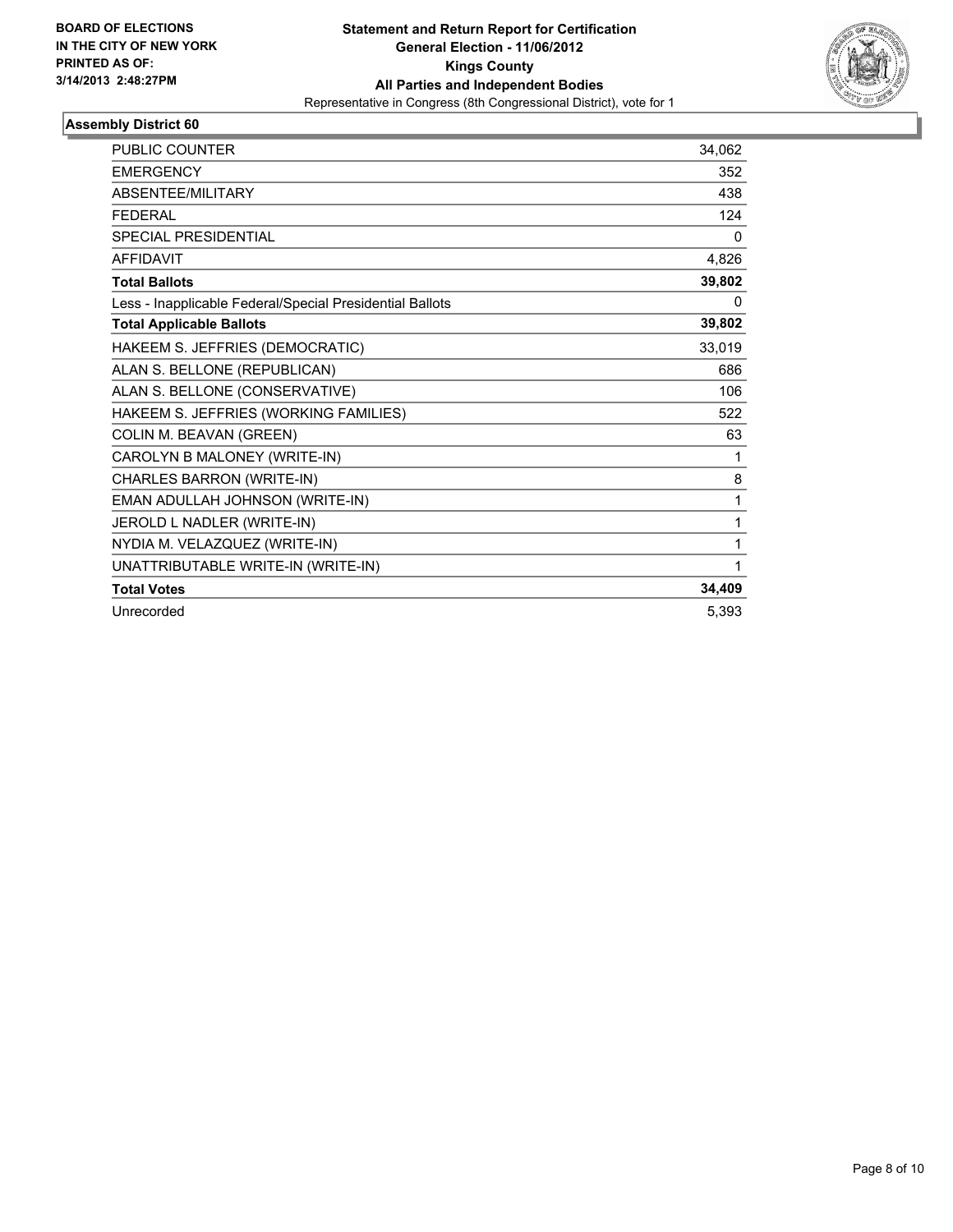**BOARD OF ELECTIONS IN THE CITY OF NEW YORK PRINTED AS OF: 3/14/2013 2:48:27PM**

**Statement and Return Report for Certification General Election - 11/06/2012 Kings County All Parties and Independent Bodies**

Representative in Congress (8th Congressional District), vote for 1

### Assembly District 60

| | |
|---|---|
| PUBLIC COUNTER | 34,062 |
| EMERGENCY | 352 |
| ABSENTEE/MILITARY | 438 |
| FEDERAL | 124 |
| SPECIAL PRESIDENTIAL | 0 |
| AFFIDAVIT | 4,826 |
| **Total Ballots** | **39,802** |
| Less - Inapplicable Federal/Special Presidential Ballots | 0 |
| **Total Applicable Ballots** | **39,802** |
| HAKEEM S. JEFFRIES (DEMOCRATIC) | 33,019 |
| ALAN S. BELLONE (REPUBLICAN) | 686 |
| ALAN S. BELLONE (CONSERVATIVE) | 106 |
| HAKEEM S. JEFFRIES (WORKING FAMILIES) | 522 |
| COLIN M. BEAVAN (GREEN) | 63 |
| CAROLYN B MALONEY (WRITE-IN) | 1 |
| CHARLES BARRON (WRITE-IN) | 8 |
| EMAN ADULLAH JOHNSON (WRITE-IN) | 1 |
| JEROLD L NADLER (WRITE-IN) | 1 |
| NYDIA M. VELAZQUEZ (WRITE-IN) | 1 |
| UNATTRIBUTABLE WRITE-IN (WRITE-IN) | 1 |
| **Total Votes** | **34,409** |
| Unrecorded | 5,393 |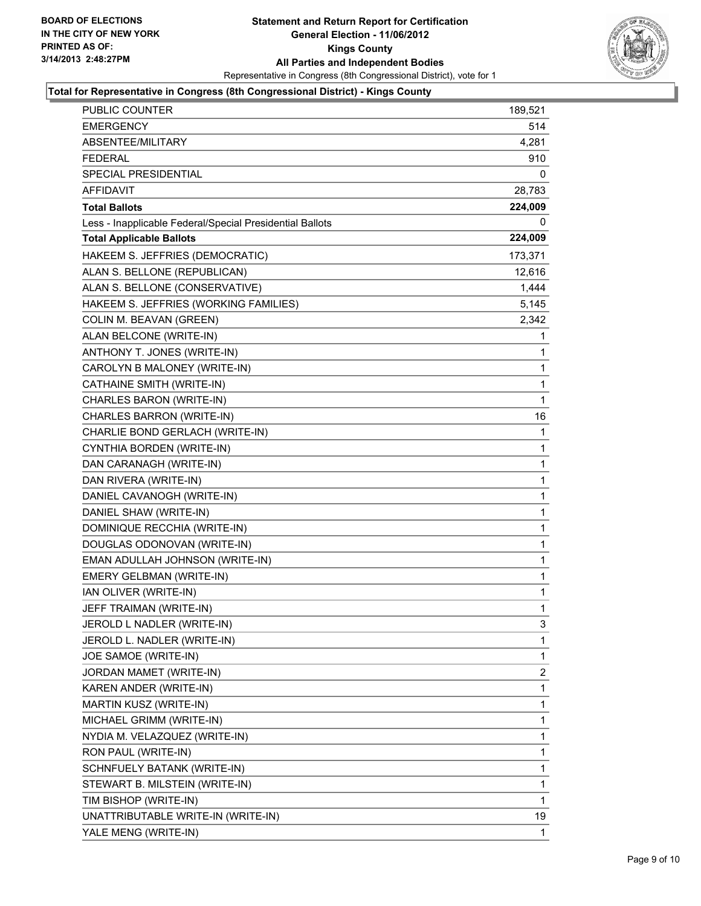**BOARD OF ELECTIONS IN THE CITY OF NEW YORK PRINTED AS OF: 3/14/2013 2:48:27PM**

**Statement and Return Report for Certification**
**General Election - 11/06/2012**
**Kings County**
**All Parties and Independent Bodies**
Representative in Congress (8th Congressional District), vote for 1

**Total for Representative in Congress (8th Congressional District) - Kings County**

| | |
|---|---|
| PUBLIC COUNTER | 189,521 |
| EMERGENCY | 514 |
| ABSENTEE/MILITARY | 4,281 |
| FEDERAL | 910 |
| SPECIAL PRESIDENTIAL | 0 |
| AFFIDAVIT | 28,783 |
| **Total Ballots** | **224,009** |
| Less - Inapplicable Federal/Special Presidential Ballots | 0 |
| **Total Applicable Ballots** | **224,009** |
| HAKEEM S. JEFFRIES (DEMOCRATIC) | 173,371 |
| ALAN S. BELLONE (REPUBLICAN) | 12,616 |
| ALAN S. BELLONE (CONSERVATIVE) | 1,444 |
| HAKEEM S. JEFFRIES (WORKING FAMILIES) | 5,145 |
| COLIN M. BEAVAN (GREEN) | 2,342 |
| ALAN BELCONE (WRITE-IN) | 1 |
| ANTHONY T. JONES (WRITE-IN) | 1 |
| CAROLYN B MALONEY (WRITE-IN) | 1 |
| CATHAINE SMITH (WRITE-IN) | 1 |
| CHARLES BARON (WRITE-IN) | 1 |
| CHARLES BARRON (WRITE-IN) | 16 |
| CHARLIE BOND GERLACH (WRITE-IN) | 1 |
| CYNTHIA BORDEN (WRITE-IN) | 1 |
| DAN CARANAGH (WRITE-IN) | 1 |
| DAN RIVERA (WRITE-IN) | 1 |
| DANIEL CAVANOGH (WRITE-IN) | 1 |
| DANIEL SHAW (WRITE-IN) | 1 |
| DOMINIQUE RECCHIA (WRITE-IN) | 1 |
| DOUGLAS ODONOVAN (WRITE-IN) | 1 |
| EMAN ADULLAH JOHNSON (WRITE-IN) | 1 |
| EMERY GELBMAN (WRITE-IN) | 1 |
| IAN OLIVER (WRITE-IN) | 1 |
| JEFF TRAIMAN (WRITE-IN) | 1 |
| JEROLD L NADLER (WRITE-IN) | 3 |
| JEROLD L. NADLER (WRITE-IN) | 1 |
| JOE SAMOE (WRITE-IN) | 1 |
| JORDAN MAMET (WRITE-IN) | 2 |
| KAREN ANDER (WRITE-IN) | 1 |
| MARTIN KUSZ (WRITE-IN) | 1 |
| MICHAEL GRIMM (WRITE-IN) | 1 |
| NYDIA M. VELAZQUEZ (WRITE-IN) | 1 |
| RON PAUL (WRITE-IN) | 1 |
| SCHNFUELY BATANK (WRITE-IN) | 1 |
| STEWART B. MILSTEIN (WRITE-IN) | 1 |
| TIM BISHOP (WRITE-IN) | 1 |
| UNATTRIBUTABLE WRITE-IN (WRITE-IN) | 19 |
| YALE MENG (WRITE-IN) | 1 |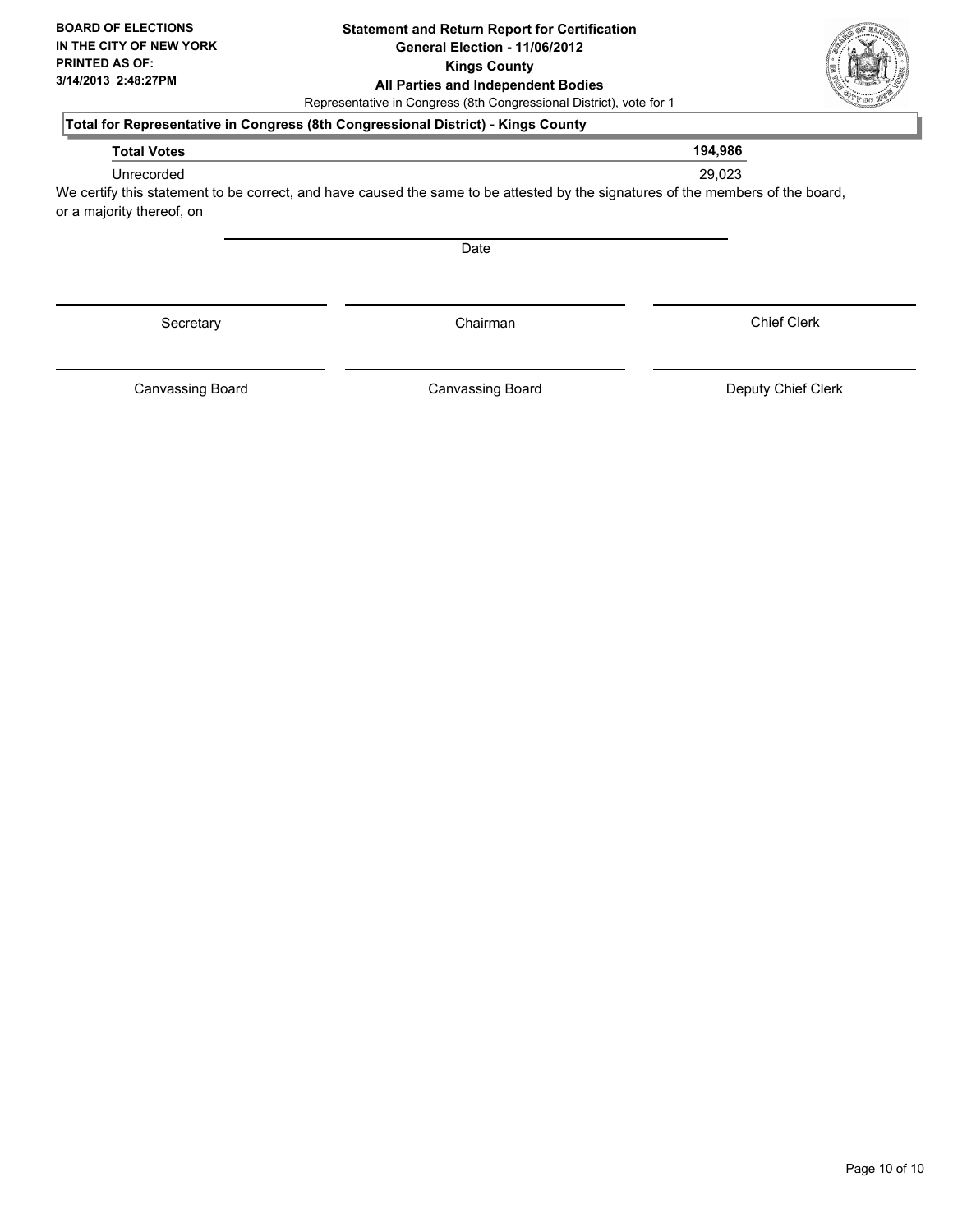**BOARD OF ELECTIONS IN THE CITY OF NEW YORK PRINTED AS OF: 3/14/2013 2:48:27PM**

**Statement and Return Report for Certification**
**General Election - 11/06/2012**
**Kings County**
**All Parties and Independent Bodies**
Representative in Congress (8th Congressional District), vote for 1

### Total for Representative in Congress (8th Congressional District) - Kings County

| | |
|---|---|
| **Total Votes** | **194,986** |
| Unrecorded | 29,023 |

We certify this statement to be correct, and have caused the same to be attested by the signatures of the members of the board, or a majority thereof, on

Date

Secretary | Chairman | Chief Clerk

Canvassing Board | Canvassing Board | Deputy Chief Clerk